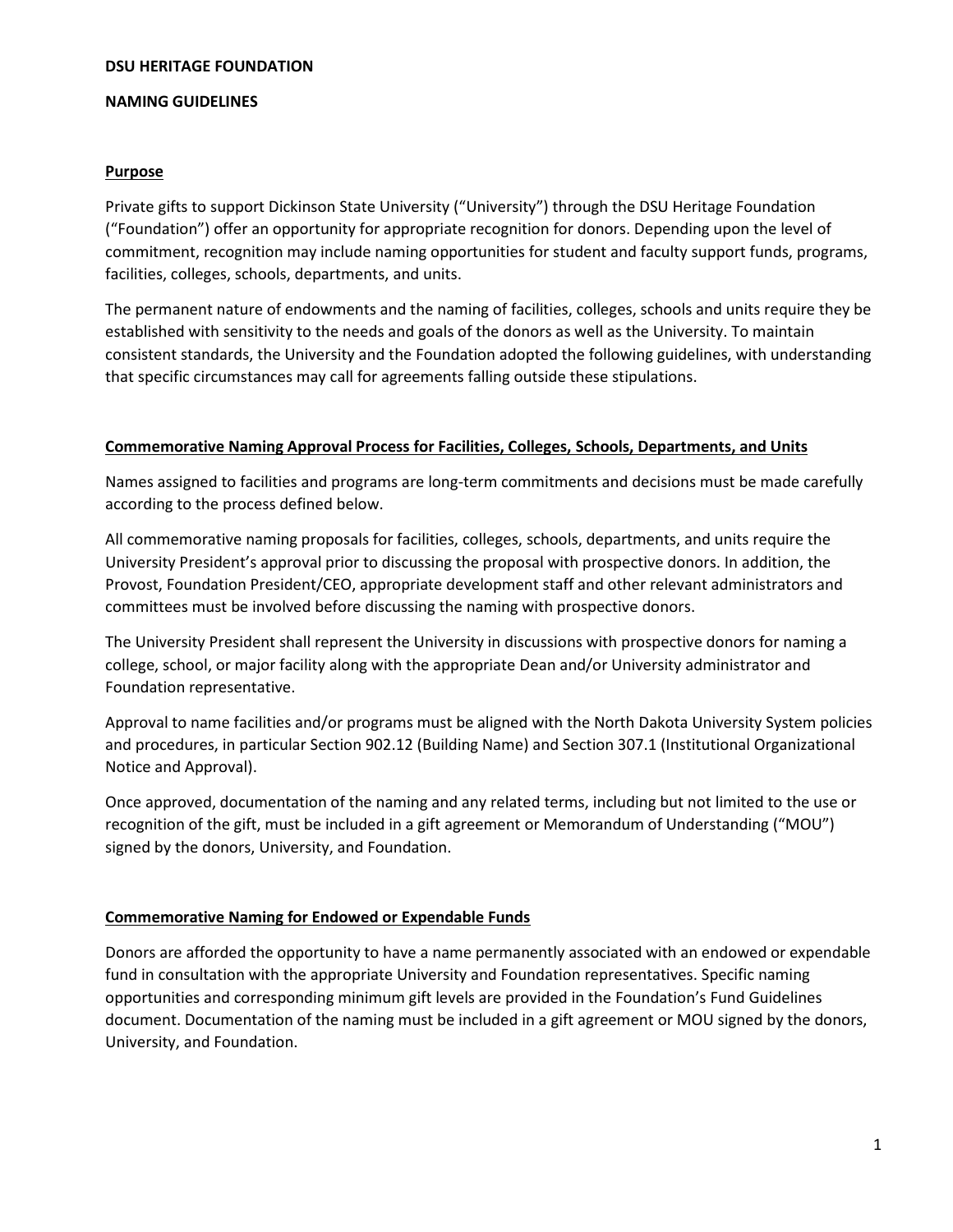# DSU HERITAGE FOUNDATION

## NAMING GUIDELINES

### Purpose

Private gifts to support Dickinson State University ("University") through the DSU Heritage Foundation ("Foundation") offer an opportunity for appropriate recognition for donors. Depending upon the level of commitment, recognition may include naming opportunities for student and faculty support funds, programs, facilities, colleges, schools, departments, and units.

The permanent nature of endowments and the naming of facilities, colleges, schools and units require they be established with sensitivity to the needs and goals of the donors as well as the University. To maintain consistent standards, the University and the Foundation adopted the following guidelines, with understanding that specific circumstances may call for agreements falling outside these stipulations.

### Commemorative Naming Approval Process for Facilities, Colleges, Schools, Departments, and Units

Names assigned to facilities and programs are long-term commitments and decisions must be made carefully according to the process defined below.

All commemorative naming proposals for facilities, colleges, schools, departments, and units require the University President's approval prior to discussing the proposal with prospective donors. In addition, the Provost, Foundation President/CEO, appropriate development staff and other relevant administrators and committees must be involved before discussing the naming with prospective donors.

The University President shall represent the University in discussions with prospective donors for naming a college, school, or major facility along with the appropriate Dean and/or University administrator and Foundation representative.

Approval to name facilities and/or programs must be aligned with the North Dakota University System policies and procedures, in particular Section 902.12 (Building Name) and Section 307.1 (Institutional Organizational Notice and Approval).

Once approved, documentation of the naming and any related terms, including but not limited to the use or recognition of the gift, must be included in a gift agreement or Memorandum of Understanding ("MOU") signed by the donors, University, and Foundation.

### Commemorative Naming for Endowed or Expendable Funds

Donors are afforded the opportunity to have a name permanently associated with an endowed or expendable fund in consultation with the appropriate University and Foundation representatives. Specific naming opportunities and corresponding minimum gift levels are provided in the Foundation's Fund Guidelines document. Documentation of the naming must be included in a gift agreement or MOU signed by the donors, University, and Foundation.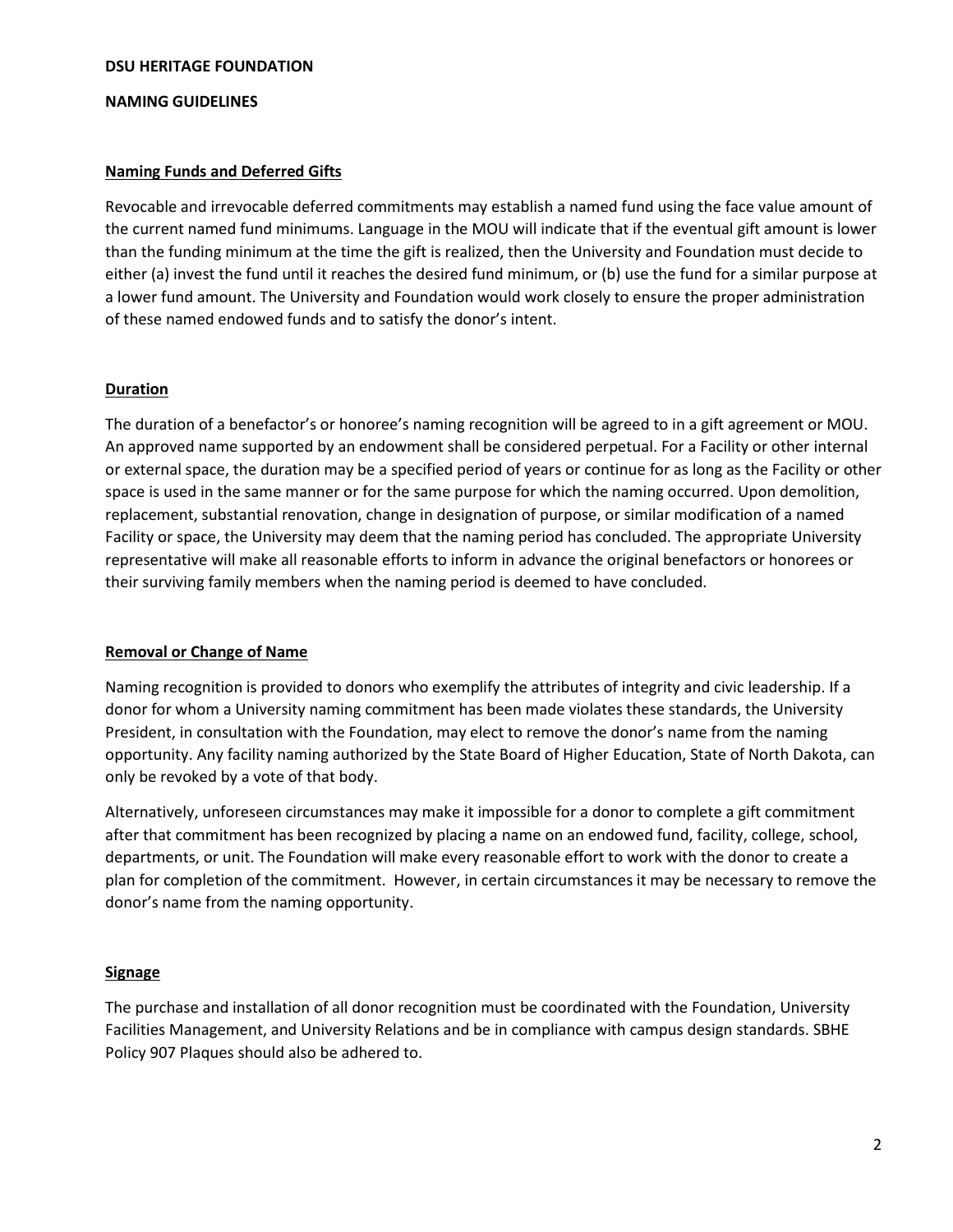**DSU HERITAGE FOUNDATION**

**NAMING GUIDELINES**

## Naming Funds and Deferred Gifts

Revocable and irrevocable deferred commitments may establish a named fund using the face value amount of the current named fund minimums. Language in the MOU will indicate that if the eventual gift amount is lower than the funding minimum at the time the gift is realized, then the University and Foundation must decide to either (a) invest the fund until it reaches the desired fund minimum, or (b) use the fund for a similar purpose at a lower fund amount. The University and Foundation would work closely to ensure the proper administration of these named endowed funds and to satisfy the donor's intent.

## Duration

The duration of a benefactor's or honoree's naming recognition will be agreed to in a gift agreement or MOU. An approved name supported by an endowment shall be considered perpetual. For a Facility or other internal or external space, the duration may be a specified period of years or continue for as long as the Facility or other space is used in the same manner or for the same purpose for which the naming occurred. Upon demolition, replacement, substantial renovation, change in designation of purpose, or similar modification of a named Facility or space, the University may deem that the naming period has concluded. The appropriate University representative will make all reasonable efforts to inform in advance the original benefactors or honorees or their surviving family members when the naming period is deemed to have concluded.

## Removal or Change of Name

Naming recognition is provided to donors who exemplify the attributes of integrity and civic leadership. If a donor for whom a University naming commitment has been made violates these standards, the University President, in consultation with the Foundation, may elect to remove the donor's name from the naming opportunity. Any facility naming authorized by the State Board of Higher Education, State of North Dakota, can only be revoked by a vote of that body.

Alternatively, unforeseen circumstances may make it impossible for a donor to complete a gift commitment after that commitment has been recognized by placing a name on an endowed fund, facility, college, school, departments, or unit. The Foundation will make every reasonable effort to work with the donor to create a plan for completion of the commitment. However, in certain circumstances it may be necessary to remove the donor's name from the naming opportunity.

## Signage

The purchase and installation of all donor recognition must be coordinated with the Foundation, University Facilities Management, and University Relations and be in compliance with campus design standards. SBHE Policy 907 Plaques should also be adhered to.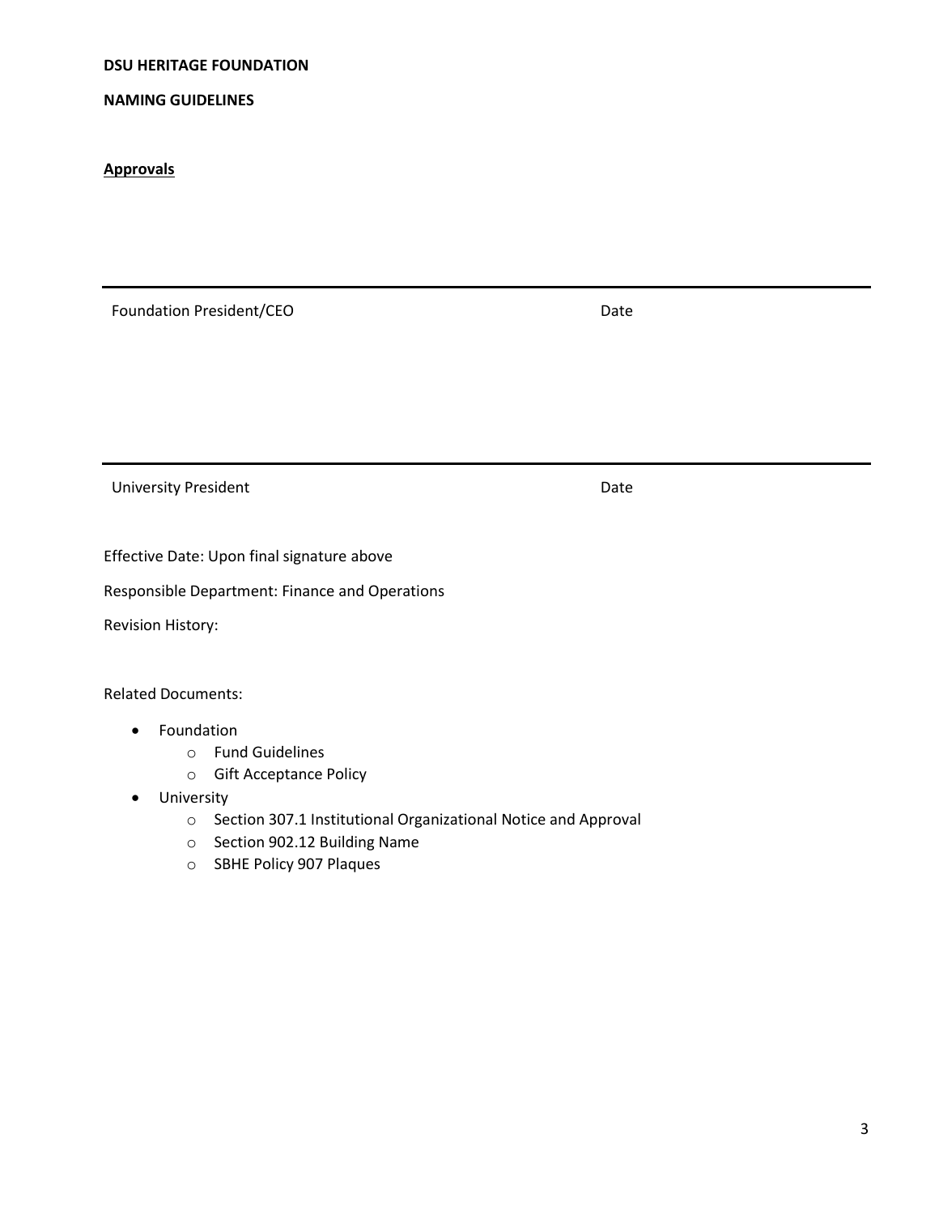**DSU HERITAGE FOUNDATION**

**NAMING GUIDELINES**

**Approvals**

---

Foundation President/CEO　　　　　　　　　　　　　　　Date

---

University President　　　　　　　　　　　　　　　　　Date

Effective Date: Upon final signature above

Responsible Department: Finance and Operations

Revision History:

Related Documents:

- Foundation
  - Fund Guidelines
  - Gift Acceptance Policy
- University
  - Section 307.1 Institutional Organizational Notice and Approval
  - Section 902.12 Building Name
  - SBHE Policy 907 Plaques